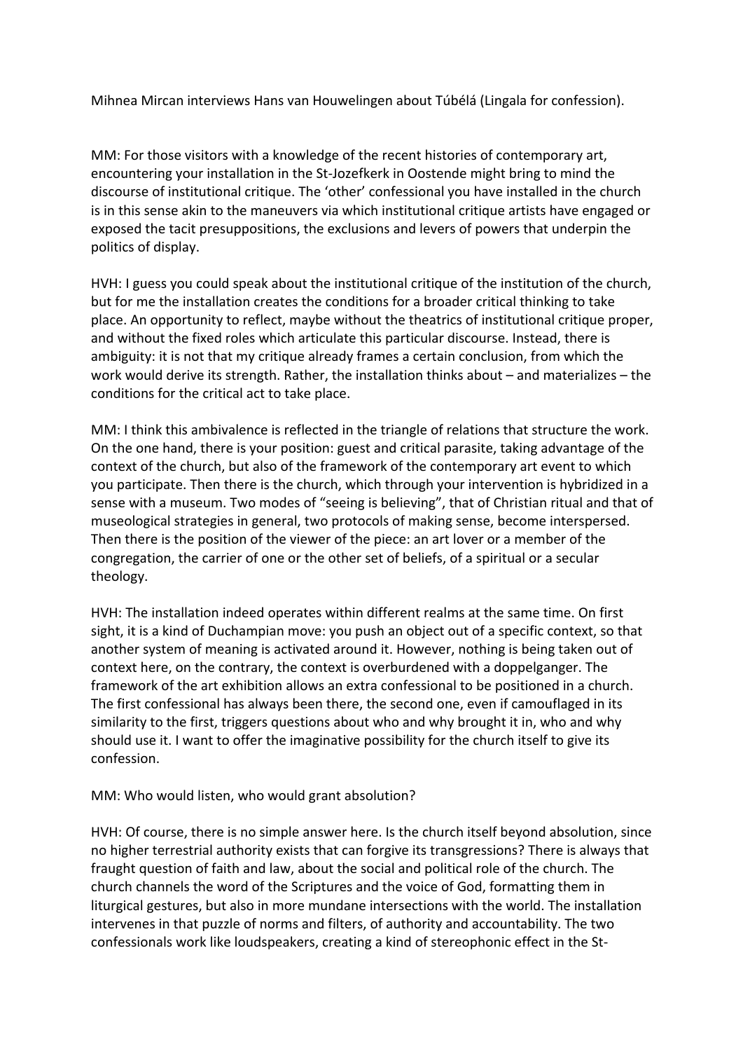Mihnea Mircan interviews Hans van Houwelingen about Túbélá (Lingala for confession).

MM: For those visitors with a knowledge of the recent histories of contemporary art, encountering your installation in the St-Jozefkerk in Oostende might bring to mind the discourse of institutional critique. The 'other' confessional you have installed in the church is in this sense akin to the maneuvers via which institutional critique artists have engaged or exposed the tacit presuppositions, the exclusions and levers of powers that underpin the politics of display.

HVH: I guess you could speak about the institutional critique of the institution of the church, but for me the installation creates the conditions for a broader critical thinking to take place. An opportunity to reflect, maybe without the theatrics of institutional critique proper, and without the fixed roles which articulate this particular discourse. Instead, there is ambiguity: it is not that my critique already frames a certain conclusion, from which the work would derive its strength. Rather, the installation thinks about – and materializes – the conditions for the critical act to take place.

MM: I think this ambivalence is reflected in the triangle of relations that structure the work. On the one hand, there is your position: guest and critical parasite, taking advantage of the context of the church, but also of the framework of the contemporary art event to which you participate. Then there is the church, which through your intervention is hybridized in a sense with a museum. Two modes of "seeing is believing", that of Christian ritual and that of museological strategies in general, two protocols of making sense, become interspersed. Then there is the position of the viewer of the piece: an art lover or a member of the congregation, the carrier of one or the other set of beliefs, of a spiritual or a secular theology.

HVH: The installation indeed operates within different realms at the same time. On first sight, it is a kind of Duchampian move: you push an object out of a specific context, so that another system of meaning is activated around it. However, nothing is being taken out of context here, on the contrary, the context is overburdened with a doppelganger. The framework of the art exhibition allows an extra confessional to be positioned in a church. The first confessional has always been there, the second one, even if camouflaged in its similarity to the first, triggers questions about who and why brought it in, who and why should use it. I want to offer the imaginative possibility for the church itself to give its confession.

MM: Who would listen, who would grant absolution?

HVH: Of course, there is no simple answer here. Is the church itself beyond absolution, since no higher terrestrial authority exists that can forgive its transgressions? There is always that fraught question of faith and law, about the social and political role of the church. The church channels the word of the Scriptures and the voice of God, formatting them in liturgical gestures, but also in more mundane intersections with the world. The installation intervenes in that puzzle of norms and filters, of authority and accountability. The two confessionals work like loudspeakers, creating a kind of stereophonic effect in the St-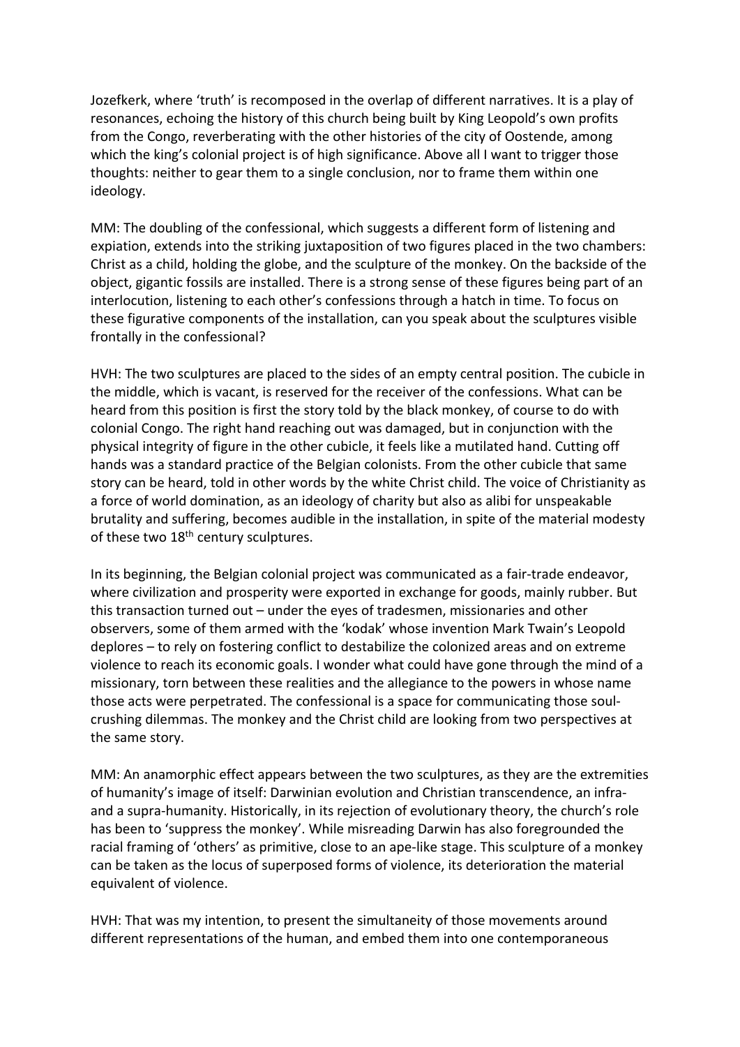Jozefkerk, where ‘truth’ is recomposed in the overlap of different narratives. It is a play of resonances, echoing the history of this church being built by King Leopold’s own profits from the Congo, reverberating with the other histories of the city of Oostende, among which the king’s colonial project is of high significance. Above all I want to trigger those thoughts: neither to gear them to a single conclusion, nor to frame them within one ideology.

MM: The doubling of the confessional, which suggests a different form of listening and expiation, extends into the striking juxtaposition of two figures placed in the two chambers: Christ as a child, holding the globe, and the sculpture of the monkey. On the backside of the object, gigantic fossils are installed. There is a strong sense of these figures being part of an interlocution, listening to each other’s confessions through a hatch in time. To focus on these figurative components of the installation, can you speak about the sculptures visible frontally in the confessional?

HVH: The two sculptures are placed to the sides of an empty central position. The cubicle in the middle, which is vacant, is reserved for the receiver of the confessions. What can be heard from this position is first the story told by the black monkey, of course to do with colonial Congo. The right hand reaching out was damaged, but in conjunction with the physical integrity of figure in the other cubicle, it feels like a mutilated hand. Cutting off hands was a standard practice of the Belgian colonists. From the other cubicle that same story can be heard, told in other words by the white Christ child. The voice of Christianity as a force of world domination, as an ideology of charity but also as alibi for unspeakable brutality and suffering, becomes audible in the installation, in spite of the material modesty of these two 18th century sculptures.

In its beginning, the Belgian colonial project was communicated as a fair-trade endeavor, where civilization and prosperity were exported in exchange for goods, mainly rubber. But this transaction turned out – under the eyes of tradesmen, missionaries and other observers, some of them armed with the ‘kodak’ whose invention Mark Twain’s Leopold deplores – to rely on fostering conflict to destabilize the colonized areas and on extreme violence to reach its economic goals. I wonder what could have gone through the mind of a missionary, torn between these realities and the allegiance to the powers in whose name those acts were perpetrated. The confessional is a space for communicating those soul-crushing dilemmas. The monkey and the Christ child are looking from two perspectives at the same story.

MM: An anamorphic effect appears between the two sculptures, as they are the extremities of humanity’s image of itself: Darwinian evolution and Christian transcendence, an infra- and a supra-humanity. Historically, in its rejection of evolutionary theory, the church’s role has been to ‘suppress the monkey’. While misreading Darwin has also foregrounded the racial framing of ‘others’ as primitive, close to an ape-like stage. This sculpture of a monkey can be taken as the locus of superposed forms of violence, its deterioration the material equivalent of violence.

HVH: That was my intention, to present the simultaneity of those movements around different representations of the human, and embed them into one contemporaneous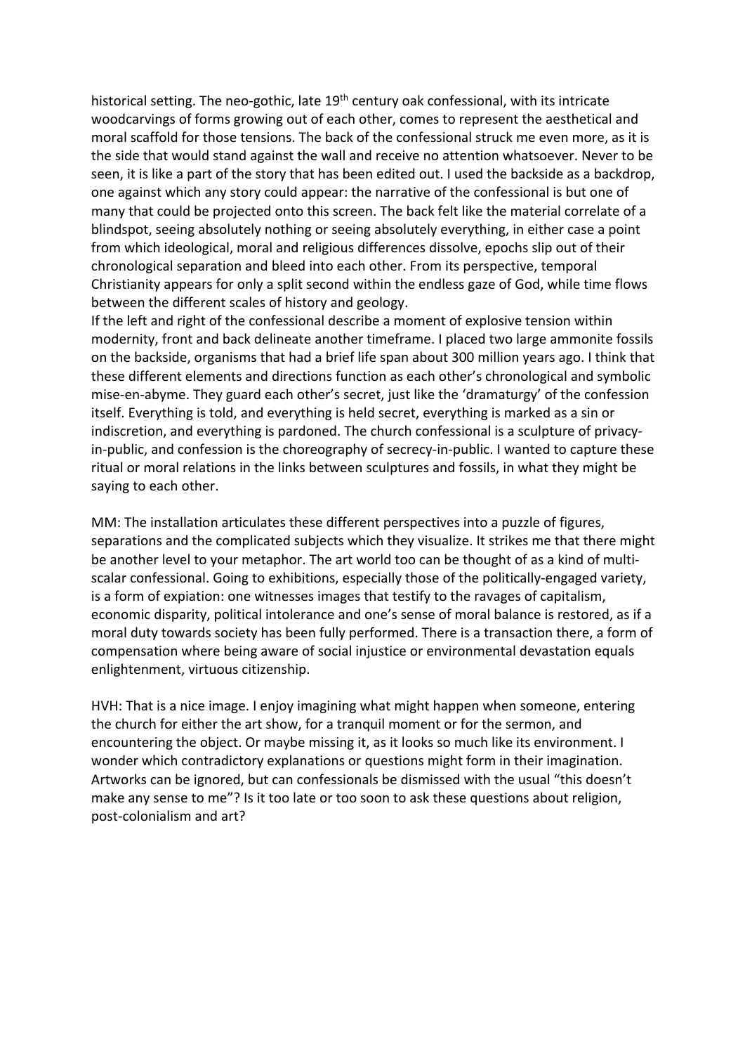historical setting. The neo-gothic, late 19th century oak confessional, with its intricate woodcarvings of forms growing out of each other, comes to represent the aesthetical and moral scaffold for those tensions. The back of the confessional struck me even more, as it is the side that would stand against the wall and receive no attention whatsoever. Never to be seen, it is like a part of the story that has been edited out. I used the backside as a backdrop, one against which any story could appear: the narrative of the confessional is but one of many that could be projected onto this screen. The back felt like the material correlate of a blindspot, seeing absolutely nothing or seeing absolutely everything, in either case a point from which ideological, moral and religious differences dissolve, epochs slip out of their chronological separation and bleed into each other. From its perspective, temporal Christianity appears for only a split second within the endless gaze of God, while time flows between the different scales of history and geology.

If the left and right of the confessional describe a moment of explosive tension within modernity, front and back delineate another timeframe. I placed two large ammonite fossils on the backside, organisms that had a brief life span about 300 million years ago. I think that these different elements and directions function as each other's chronological and symbolic mise-en-abyme. They guard each other's secret, just like the 'dramaturgy' of the confession itself. Everything is told, and everything is held secret, everything is marked as a sin or indiscretion, and everything is pardoned. The church confessional is a sculpture of privacy-in-public, and confession is the choreography of secrecy-in-public. I wanted to capture these ritual or moral relations in the links between sculptures and fossils, in what they might be saying to each other.

MM: The installation articulates these different perspectives into a puzzle of figures, separations and the complicated subjects which they visualize. It strikes me that there might be another level to your metaphor. The art world too can be thought of as a kind of multi-scalar confessional. Going to exhibitions, especially those of the politically-engaged variety, is a form of expiation: one witnesses images that testify to the ravages of capitalism, economic disparity, political intolerance and one's sense of moral balance is restored, as if a moral duty towards society has been fully performed. There is a transaction there, a form of compensation where being aware of social injustice or environmental devastation equals enlightenment, virtuous citizenship.

HVH: That is a nice image. I enjoy imagining what might happen when someone, entering the church for either the art show, for a tranquil moment or for the sermon, and encountering the object. Or maybe missing it, as it looks so much like its environment. I wonder which contradictory explanations or questions might form in their imagination. Artworks can be ignored, but can confessionals be dismissed with the usual "this doesn't make any sense to me"? Is it too late or too soon to ask these questions about religion, post-colonialism and art?